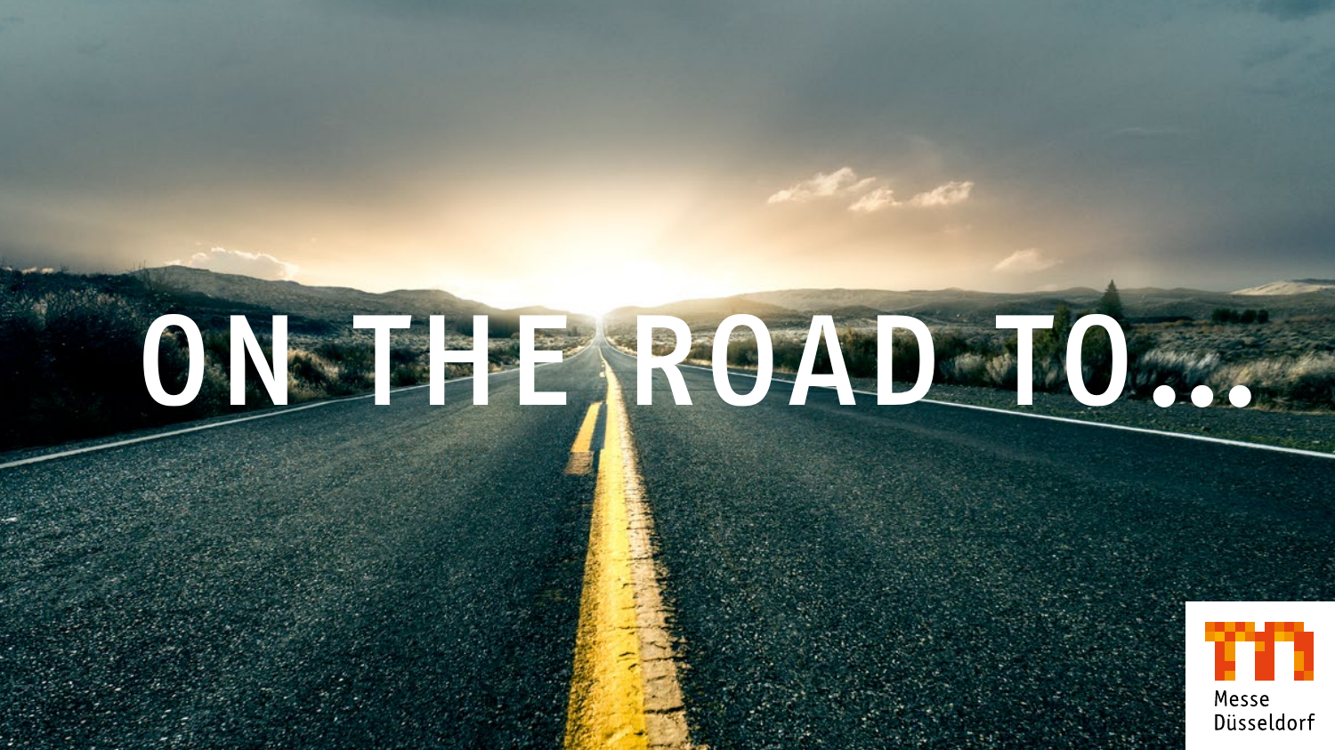# ON THE ROAD TO...

Messe Düsseldorf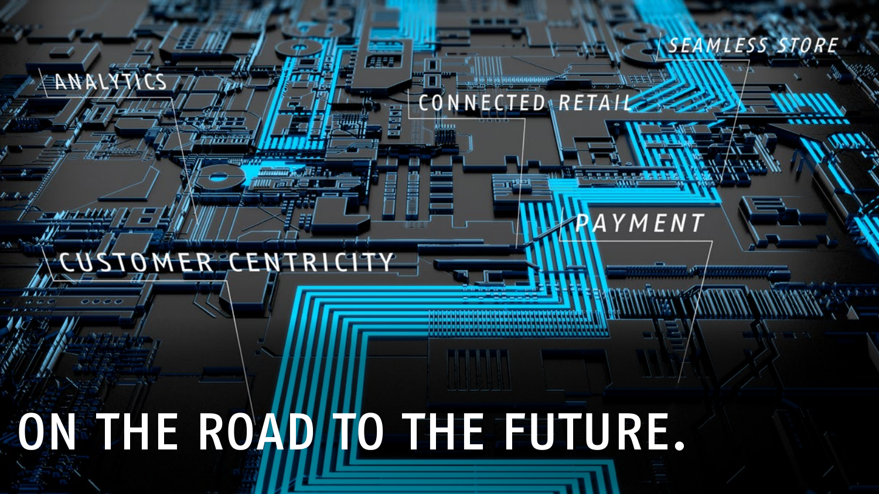ANALYTICS

CONNECTED RETAIL

SEAMLESS STORE

PAYMENT

CUSTOMER CENTRICITY

# ON THE ROAD TO THE FUTURE.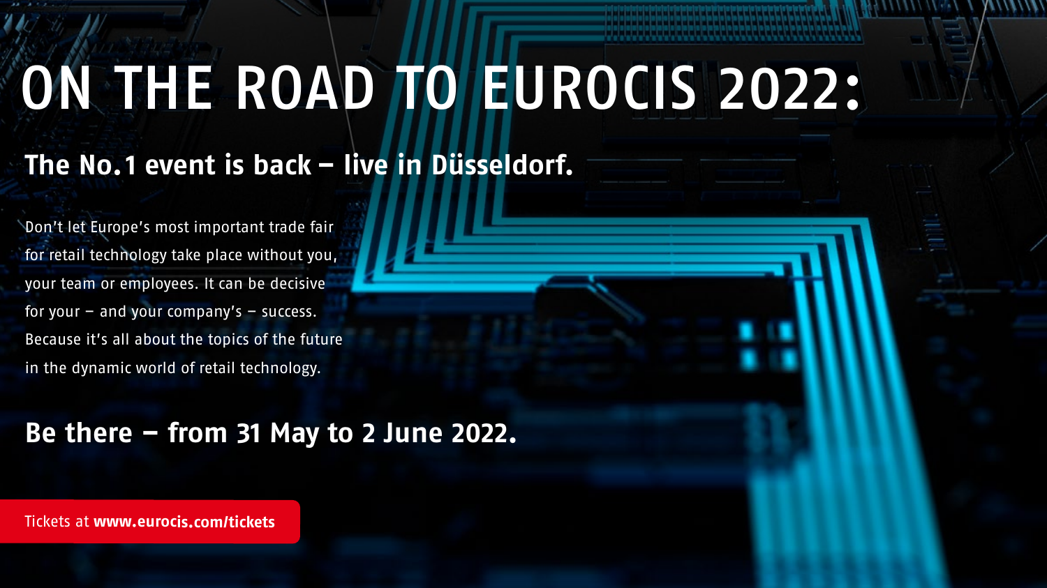# ON THE ROAD TO EUROCIS 2022:

## The No. 1 event is back – live in Düsseldorf.

Don't let Europe's most important trade fair for retail technology take place without you, your team or employees. It can be decisive for your – and your company's – success. Because it's all about the topics of the future in the dynamic world of retail technology.

## Be there – from 31 May to 2 June 2022.

Tickets at **www.eurocis.com/tickets**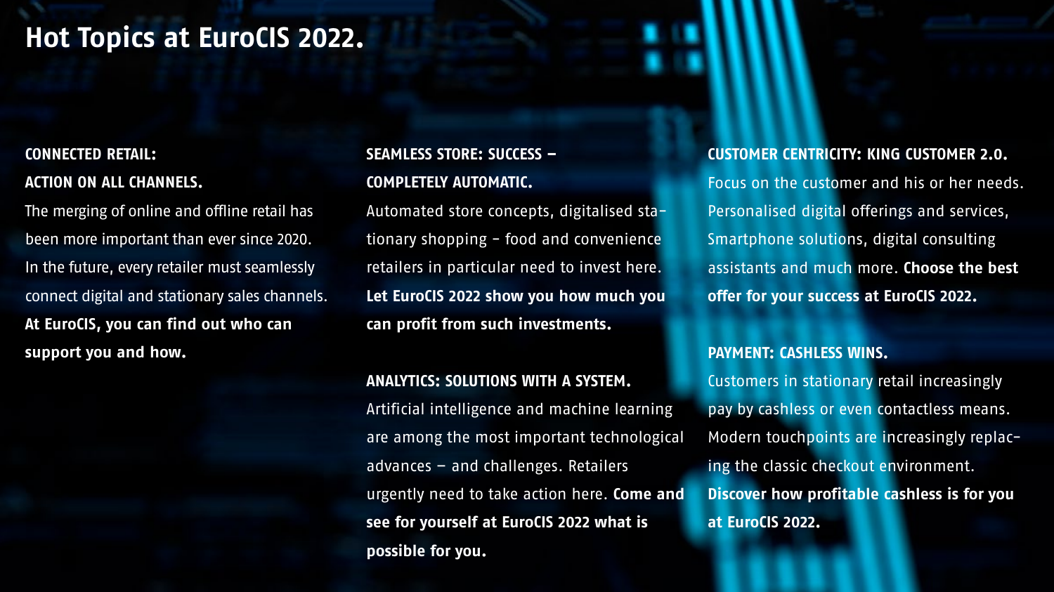# Hot Topics at EuroCIS 2022.

**CONNECTED RETAIL:
ACTION ON ALL CHANNELS.**

The merging of online and offline retail has been more important than ever since 2020. In the future, every retailer must seamlessly connect digital and stationary sales channels. **At EuroCIS, you can find out who can support you and how.**

**SEAMLESS STORE: SUCCESS – COMPLETELY AUTOMATIC.**

Automated store concepts, digitalised stationary shopping – food and convenience retailers in particular need to invest here. **Let EuroCIS 2022 show you how much you can profit from such investments.**

**ANALYTICS: SOLUTIONS WITH A SYSTEM.**

Artificial intelligence and machine learning are among the most important technological advances – and challenges. Retailers urgently need to take action here. **Come and see for yourself at EuroCIS 2022 what is possible for you.**

**CUSTOMER CENTRICITY: KING CUSTOMER 2.0.**

Focus on the customer and his or her needs. Personalised digital offerings and services, Smartphone solutions, digital consulting assistants and much more. **Choose the best offer for your success at EuroCIS 2022.**

**PAYMENT: CASHLESS WINS.**

Customers in stationary retail increasingly pay by cashless or even contactless means. Modern touchpoints are increasingly replacing the classic checkout environment. **Discover how profitable cashless is for you at EuroCIS 2022.**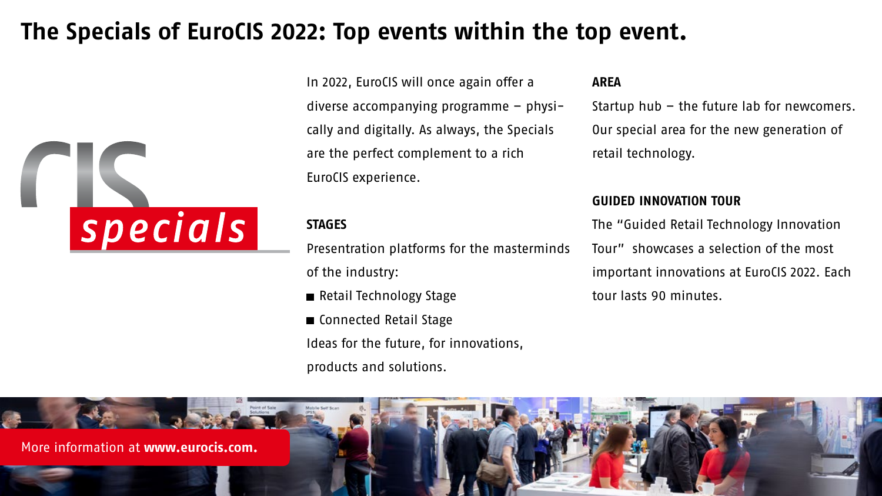# The Specials of EuroCIS 2022: Top events within the top event.

CIS specials

In 2022, EuroCIS will once again offer a diverse accompanying programme – physically and digitally. As always, the Specials are the perfect complement to a rich EuroCIS experience.

**STAGES**

Presentation platforms for the masterminds of the industry:

- Retail Technology Stage
- Connected Retail Stage

Ideas for the future, for innovations, products and solutions.

**AREA**

Startup hub – the future lab for newcomers. Our special area for the new generation of retail technology.

**GUIDED INNOVATION TOUR**

The "Guided Retail Technology Innovation Tour" showcases a selection of the most important innovations at EuroCIS 2022. Each tour lasts 90 minutes.

More information at **www.eurocis.com.**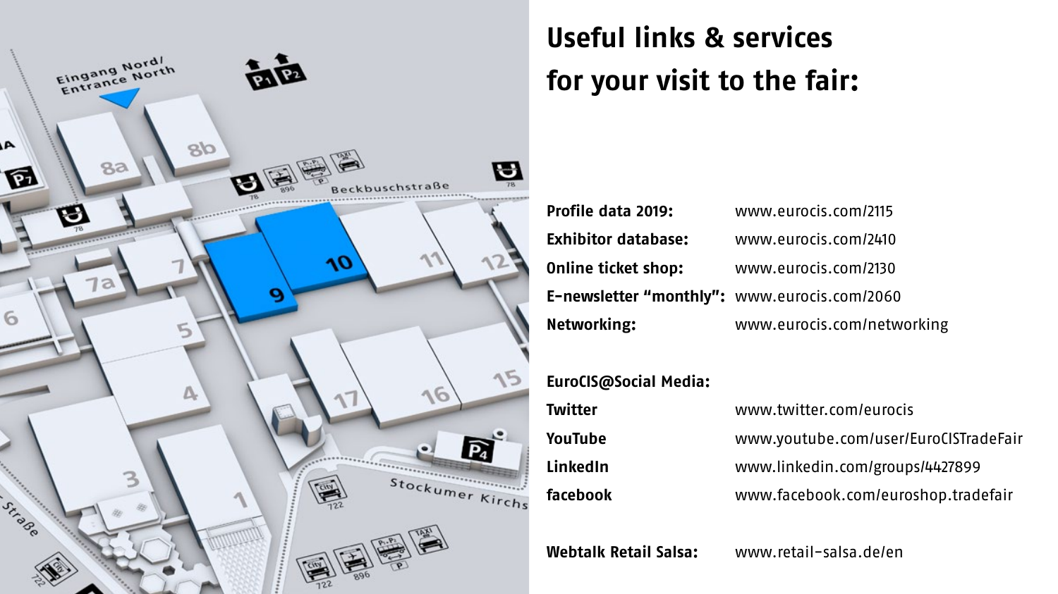# Useful links & services for your visit to the fair:

**Profile data 2019:** www.eurocis.com/2115
**Exhibitor database:** www.eurocis.com/2410
**Online ticket shop:** www.eurocis.com/2130
**E-newsletter "monthly":** www.eurocis.com/2060
**Networking:** www.eurocis.com/networking

**EuroCIS@Social Media:**
**Twitter** www.twitter.com/eurocis
**YouTube** www.youtube.com/user/EuroCISTradeFair
**LinkedIn** www.linkedin.com/groups/4427899
**facebook** www.facebook.com/euroshop.tradefair

**Webtalk Retail Salsa:** www.retail-salsa.de/en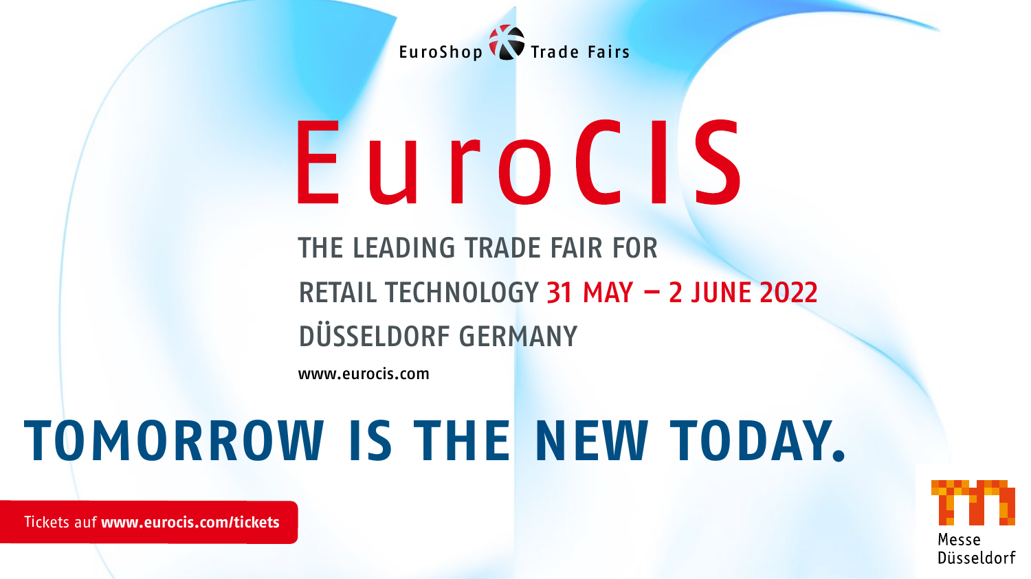EuroShop Trade Fairs

# EuroCIS

## THE LEADING TRADE FAIR FOR RETAIL TECHNOLOGY 31 MAY – 2 JUNE 2022 DÜSSELDORF GERMANY

www.eurocis.com

# TOMORROW IS THE NEW TODAY.

Tickets auf **www.eurocis.com/tickets**

Messe Düsseldorf